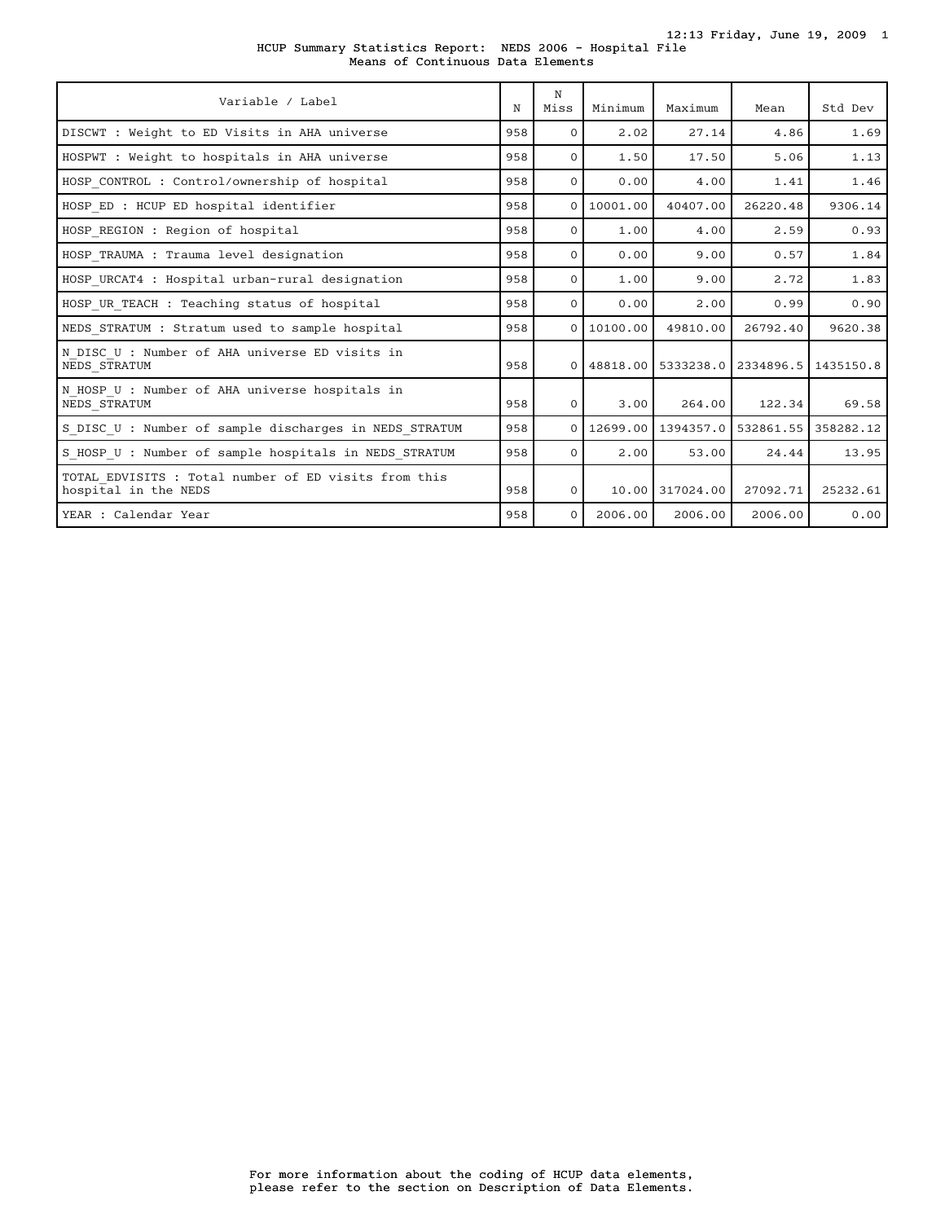HCUP Summary Statistics Report: NEDS 2006 - Hospital File
Means of Continuous Data Elements

| Variable / Label | N | N Miss | Minimum | Maximum | Mean | Std Dev |
|---|---|---|---|---|---|---|
| DISCWT : Weight to ED Visits in AHA universe | 958 | 0 | 2.02 | 27.14 | 4.86 | 1.69 |
| HOSPWT : Weight to hospitals in AHA universe | 958 | 0 | 1.50 | 17.50 | 5.06 | 1.13 |
| HOSP_CONTROL : Control/ownership of hospital | 958 | 0 | 0.00 | 4.00 | 1.41 | 1.46 |
| HOSP_ED : HCUP ED hospital identifier | 958 | 0 | 10001.00 | 40407.00 | 26220.48 | 9306.14 |
| HOSP_REGION : Region of hospital | 958 | 0 | 1.00 | 4.00 | 2.59 | 0.93 |
| HOSP_TRAUMA : Trauma level designation | 958 | 0 | 0.00 | 9.00 | 0.57 | 1.84 |
| HOSP_URCAT4 : Hospital urban-rural designation | 958 | 0 | 1.00 | 9.00 | 2.72 | 1.83 |
| HOSP_UR_TEACH : Teaching status of hospital | 958 | 0 | 0.00 | 2.00 | 0.99 | 0.90 |
| NEDS_STRATUM : Stratum used to sample hospital | 958 | 0 | 10100.00 | 49810.00 | 26792.40 | 9620.38 |
| N_DISC_U : Number of AHA universe ED visits in NEDS_STRATUM | 958 | 0 | 48818.00 | 5333238.0 | 2334896.5 | 1435150.8 |
| N_HOSP_U : Number of AHA universe hospitals in NEDS_STRATUM | 958 | 0 | 3.00 | 264.00 | 122.34 | 69.58 |
| S_DISC_U : Number of sample discharges in NEDS_STRATUM | 958 | 0 | 12699.00 | 1394357.0 | 532861.55 | 358282.12 |
| S_HOSP_U : Number of sample hospitals in NEDS_STRATUM | 958 | 0 | 2.00 | 53.00 | 24.44 | 13.95 |
| TOTAL_EDVISITS : Total number of ED visits from this hospital in the NEDS | 958 | 0 | 10.00 | 317024.00 | 27092.71 | 25232.61 |
| YEAR : Calendar Year | 958 | 0 | 2006.00 | 2006.00 | 2006.00 | 0.00 |

For more information about the coding of HCUP data elements, please refer to the section on Description of Data Elements.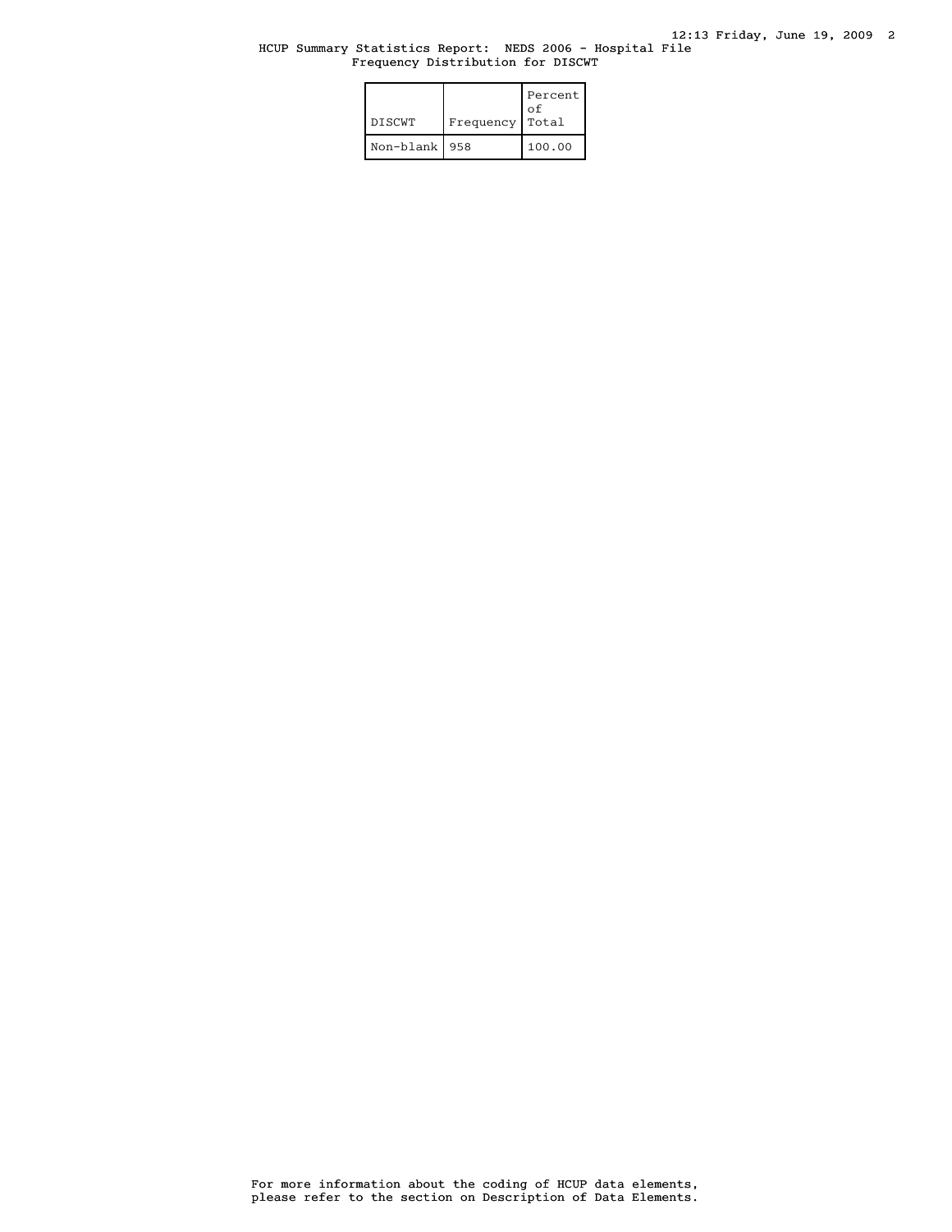HCUP Summary Statistics Report: NEDS 2006 - Hospital File
Frequency Distribution for DISCWT

| DISCWT | Frequency | Percent of Total |
|---|---|---|
| Non-blank | 958 | 100.00 |

For more information about the coding of HCUP data elements, please refer to the section on Description of Data Elements.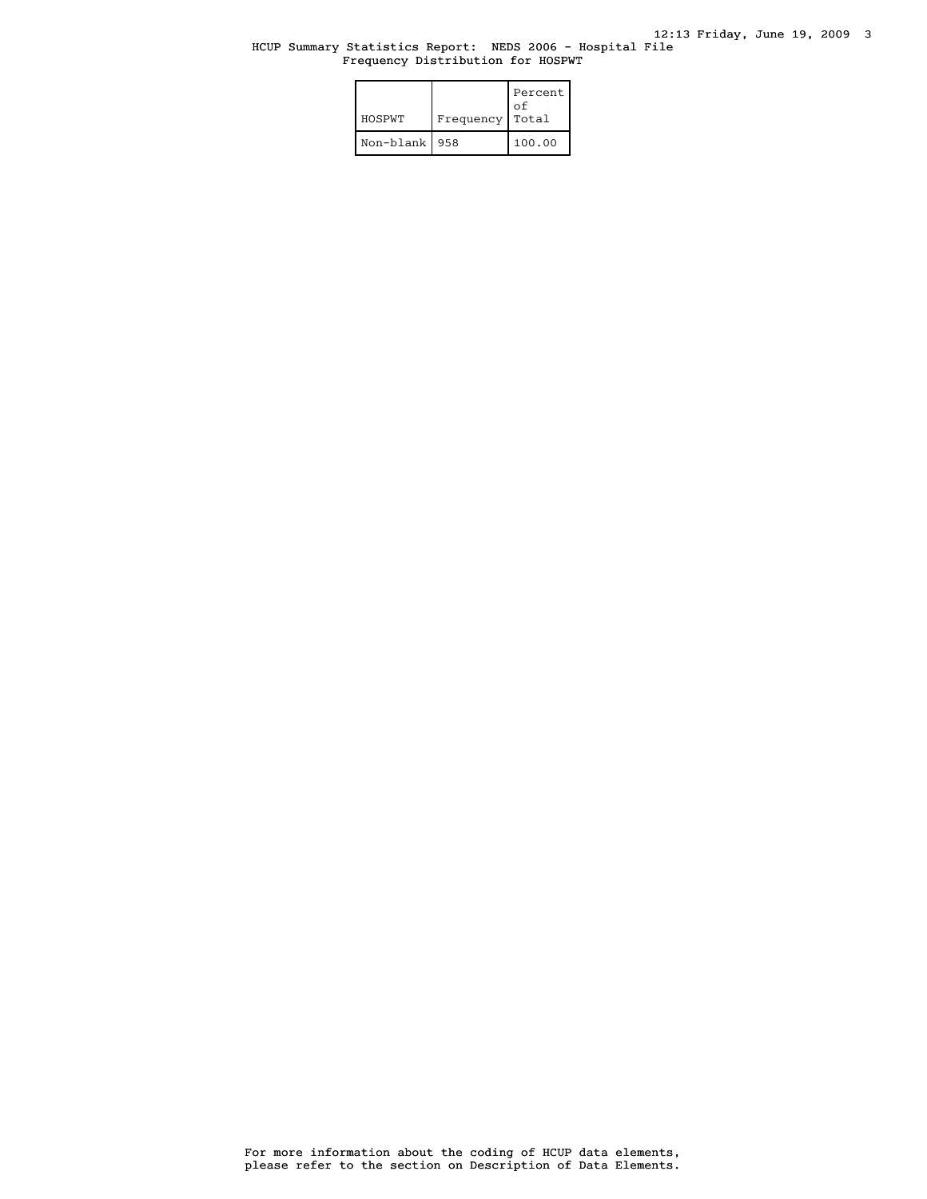HCUP Summary Statistics Report: NEDS 2006 - Hospital File

Frequency Distribution for HOSPWT

| HOSPWT | Frequency | Percent of Total |
|---|---|---|
| Non-blank | 958 | 100.00 |

For more information about the coding of HCUP data elements, please refer to the section on Description of Data Elements.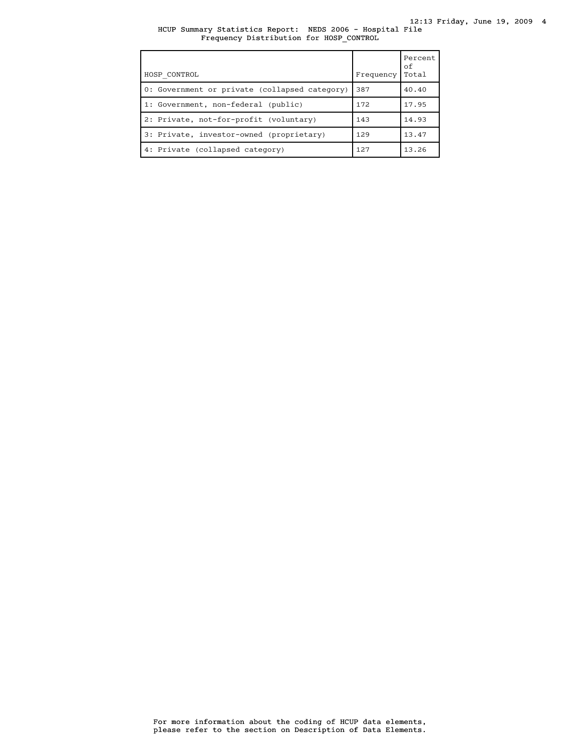HCUP Summary Statistics Report: NEDS 2006 - Hospital File
Frequency Distribution for HOSP_CONTROL

| HOSP_CONTROL | Frequency | Percent of Total |
|---|---|---|
| 0: Government or private (collapsed category) | 387 | 40.40 |
| 1: Government, non-federal (public) | 172 | 17.95 |
| 2: Private, not-for-profit (voluntary) | 143 | 14.93 |
| 3: Private, investor-owned (proprietary) | 129 | 13.47 |
| 4: Private (collapsed category) | 127 | 13.26 |

For more information about the coding of HCUP data elements, please refer to the section on Description of Data Elements.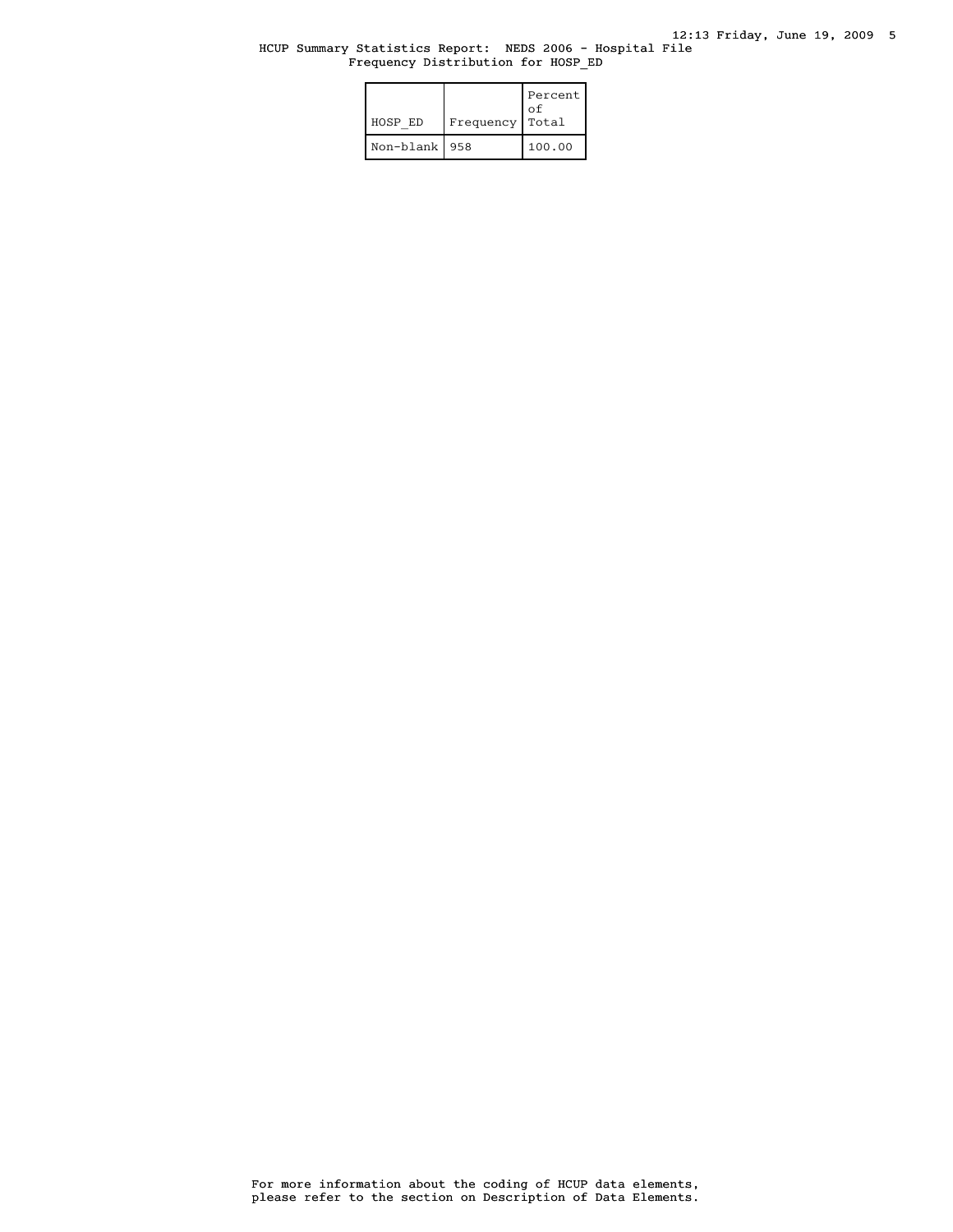HCUP Summary Statistics Report: NEDS 2006 - Hospital File
Frequency Distribution for HOSP_ED

| HOSP_ED | Frequency | Percent of Total |
|---|---|---|
| Non-blank | 958 | 100.00 |

For more information about the coding of HCUP data elements, please refer to the section on Description of Data Elements.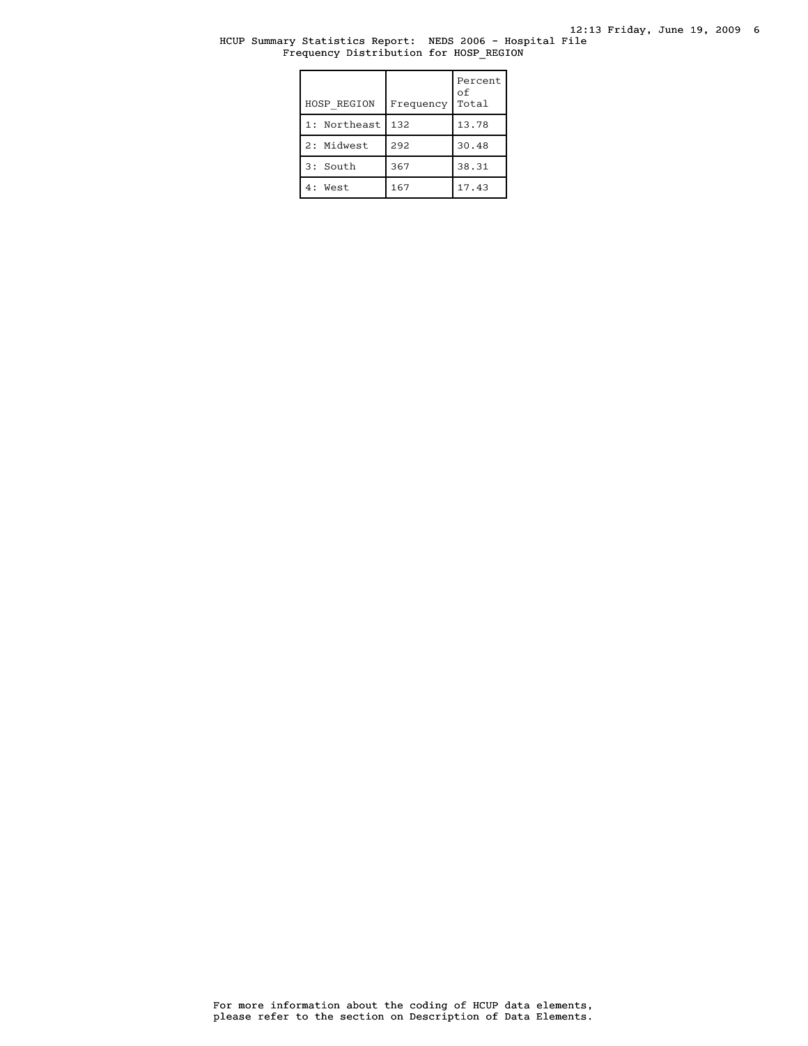HCUP Summary Statistics Report: NEDS 2006 - Hospital File
Frequency Distribution for HOSP_REGION

| HOSP_REGION | Frequency | Percent of Total |
|---|---|---|
| 1: Northeast | 132 | 13.78 |
| 2: Midwest | 292 | 30.48 |
| 3: South | 367 | 38.31 |
| 4: West | 167 | 17.43 |

For more information about the coding of HCUP data elements, please refer to the section on Description of Data Elements.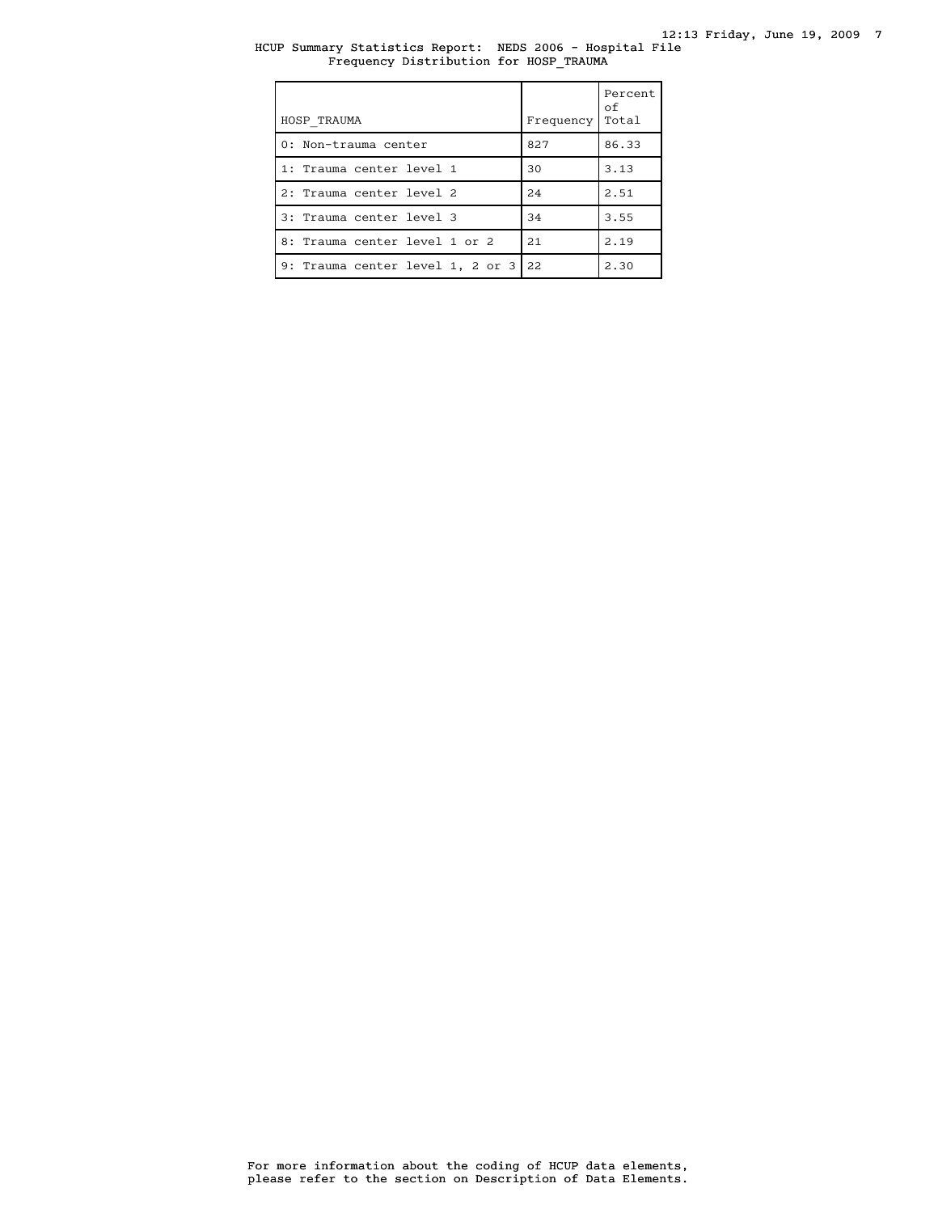HCUP Summary Statistics Report: NEDS 2006 - Hospital File
Frequency Distribution for HOSP_TRAUMA

| HOSP_TRAUMA | Frequency | Percent of Total |
|---|---|---|
| 0: Non-trauma center | 827 | 86.33 |
| 1: Trauma center level 1 | 30 | 3.13 |
| 2: Trauma center level 2 | 24 | 2.51 |
| 3: Trauma center level 3 | 34 | 3.55 |
| 8: Trauma center level 1 or 2 | 21 | 2.19 |
| 9: Trauma center level 1, 2 or 3 | 22 | 2.30 |

For more information about the coding of HCUP data elements, please refer to the section on Description of Data Elements.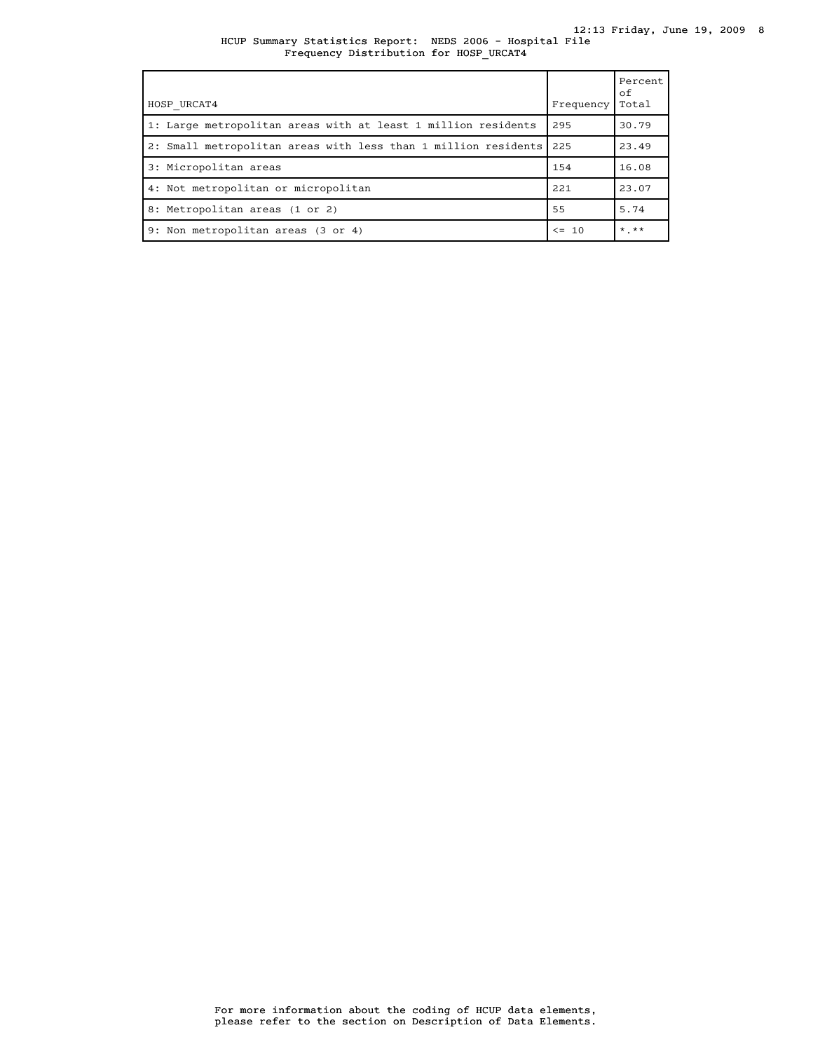HCUP Summary Statistics Report: NEDS 2006 - Hospital File
Frequency Distribution for HOSP_URCAT4

| HOSP_URCAT4 | Frequency | Percent of Total |
|---|---|---|
| 1: Large metropolitan areas with at least 1 million residents | 295 | 30.79 |
| 2: Small metropolitan areas with less than 1 million residents | 225 | 23.49 |
| 3: Micropolitan areas | 154 | 16.08 |
| 4: Not metropolitan or micropolitan | 221 | 23.07 |
| 8: Metropolitan areas (1 or 2) | 55 | 5.74 |
| 9: Non metropolitan areas (3 or 4) | <= 10 | *.** |

For more information about the coding of HCUP data elements, please refer to the section on Description of Data Elements.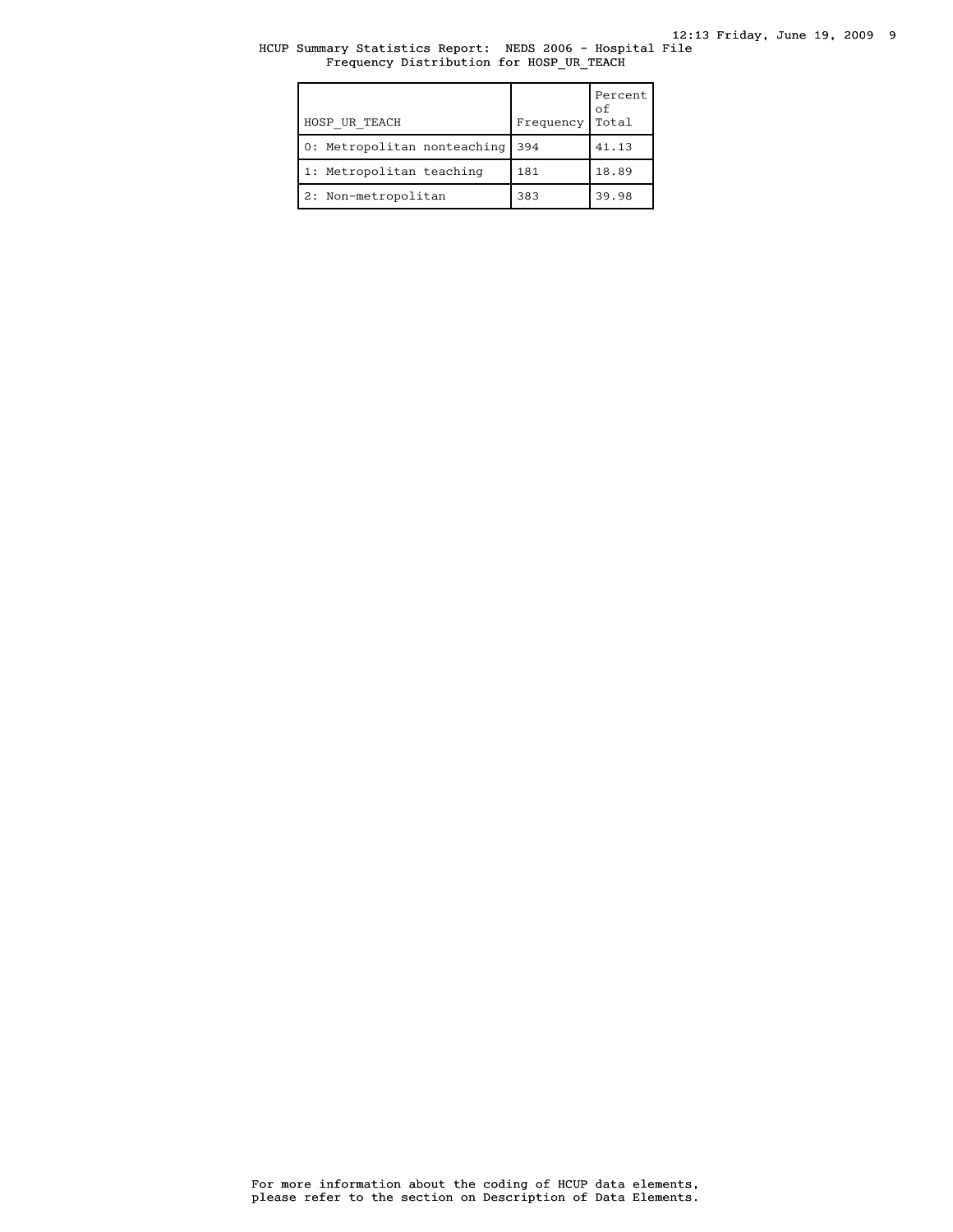HCUP Summary Statistics Report: NEDS 2006 - Hospital File
Frequency Distribution for HOSP_UR_TEACH

| HOSP_UR_TEACH | Frequency | Percent of Total |
|---|---|---|
| 0: Metropolitan nonteaching | 394 | 41.13 |
| 1: Metropolitan teaching | 181 | 18.89 |
| 2: Non-metropolitan | 383 | 39.98 |

For more information about the coding of HCUP data elements, please refer to the section on Description of Data Elements.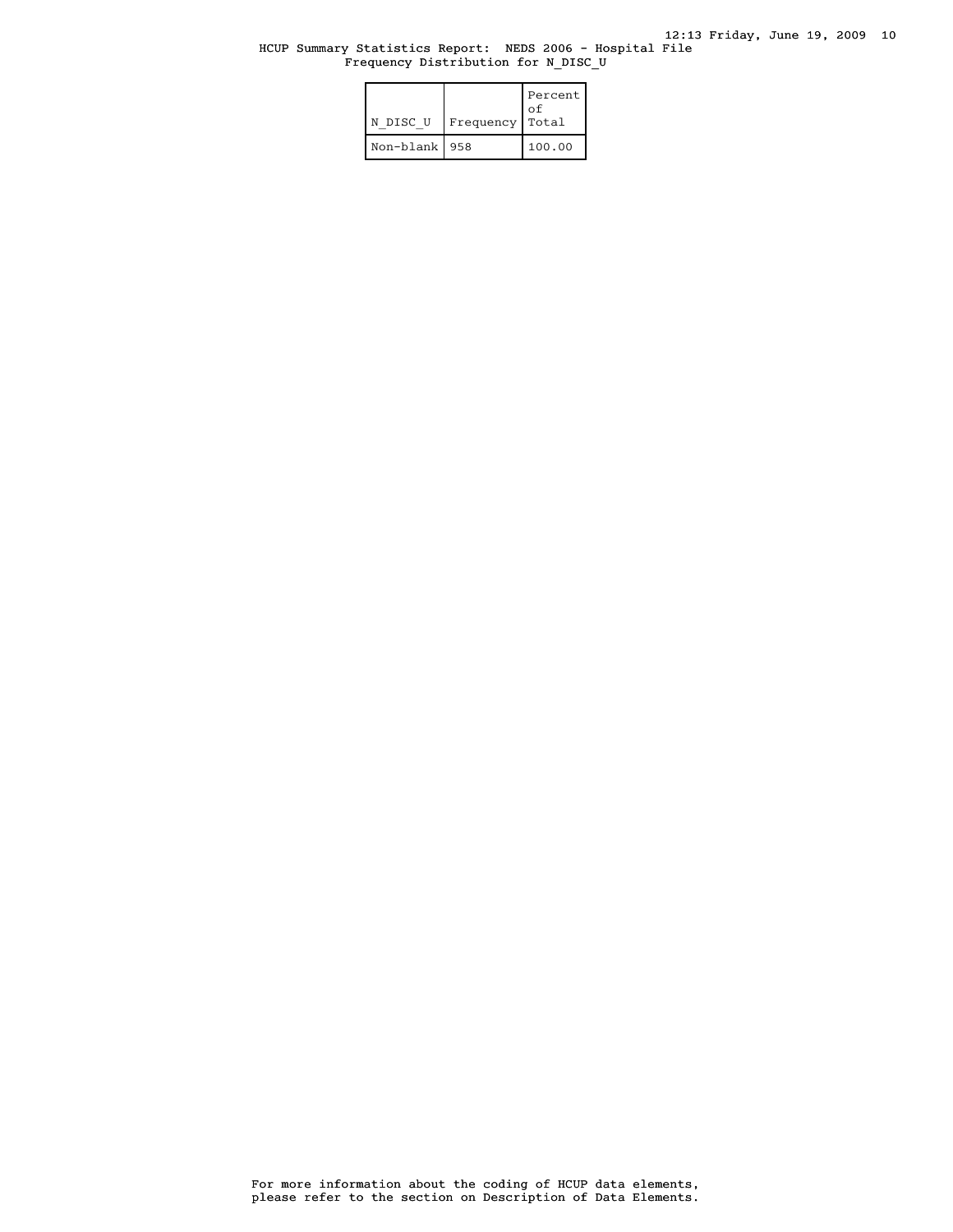HCUP Summary Statistics Report: NEDS 2006 - Hospital File
Frequency Distribution for N_DISC_U

| N_DISC_U | Frequency | Percent of Total |
|---|---|---|
| Non-blank | 958 | 100.00 |

For more information about the coding of HCUP data elements, please refer to the section on Description of Data Elements.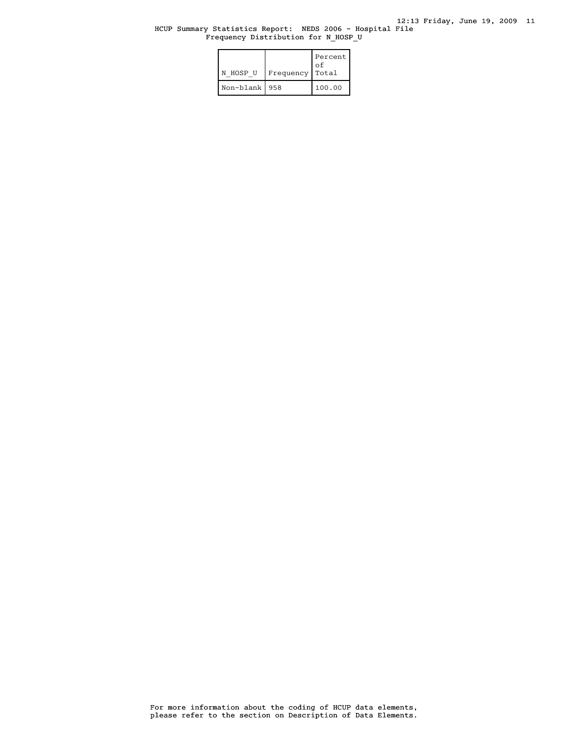# HCUP Summary Statistics Report: NEDS 2006 - Hospital File

## Frequency Distribution for N_HOSP_U

| N_HOSP_U | Frequency | Percent of Total |
|---|---|---|
| Non-blank | 958 | 100.00 |

For more information about the coding of HCUP data elements, please refer to the section on Description of Data Elements.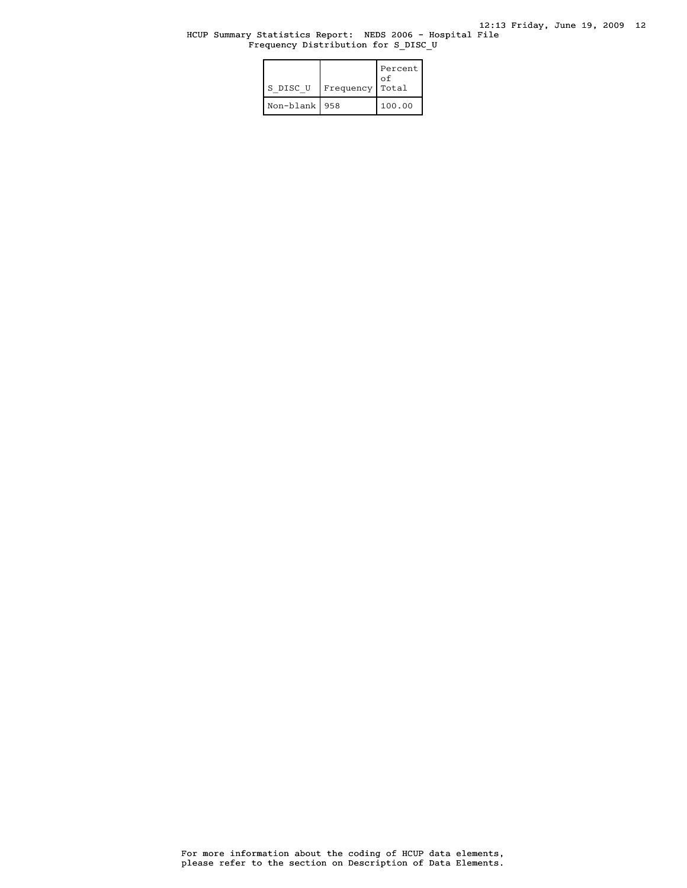HCUP Summary Statistics Report: NEDS 2006 - Hospital File
Frequency Distribution for S_DISC_U

| S_DISC_U | Frequency | Percent of Total |
|---|---|---|
| Non-blank | 958 | 100.00 |

For more information about the coding of HCUP data elements, please refer to the section on Description of Data Elements.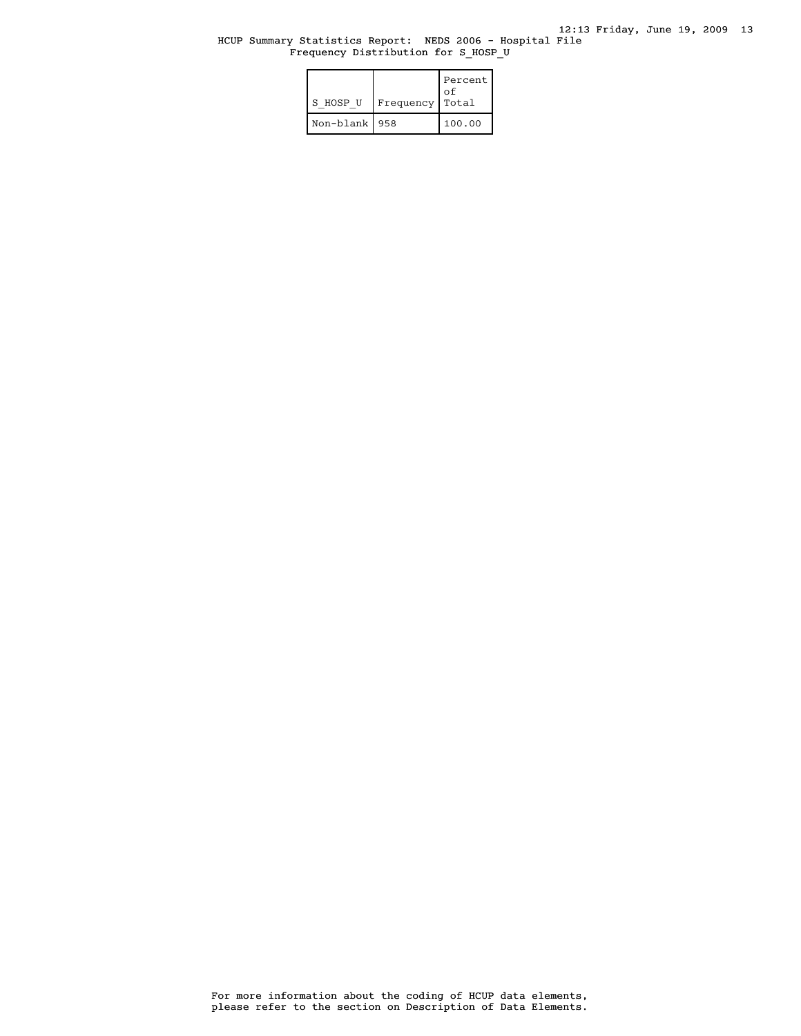HCUP Summary Statistics Report: NEDS 2006 - Hospital File
Frequency Distribution for S_HOSP_U

| S_HOSP_U | Frequency | Percent of Total |
|---|---|---|
| Non-blank | 958 | 100.00 |

For more information about the coding of HCUP data elements, please refer to the section on Description of Data Elements.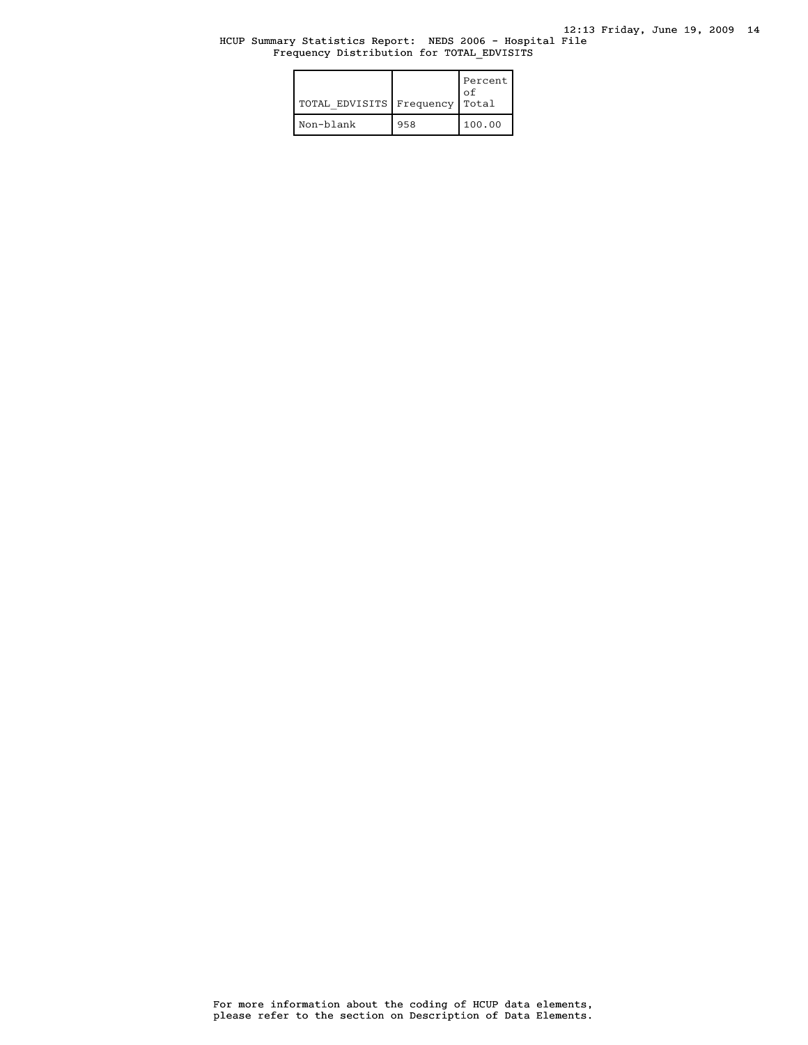HCUP Summary Statistics Report: NEDS 2006 - Hospital File
Frequency Distribution for TOTAL_EDVISITS

| TOTAL_EDVISITS | Frequency | Percent of Total |
|---|---|---|
| Non-blank | 958 | 100.00 |

For more information about the coding of HCUP data elements, please refer to the section on Description of Data Elements.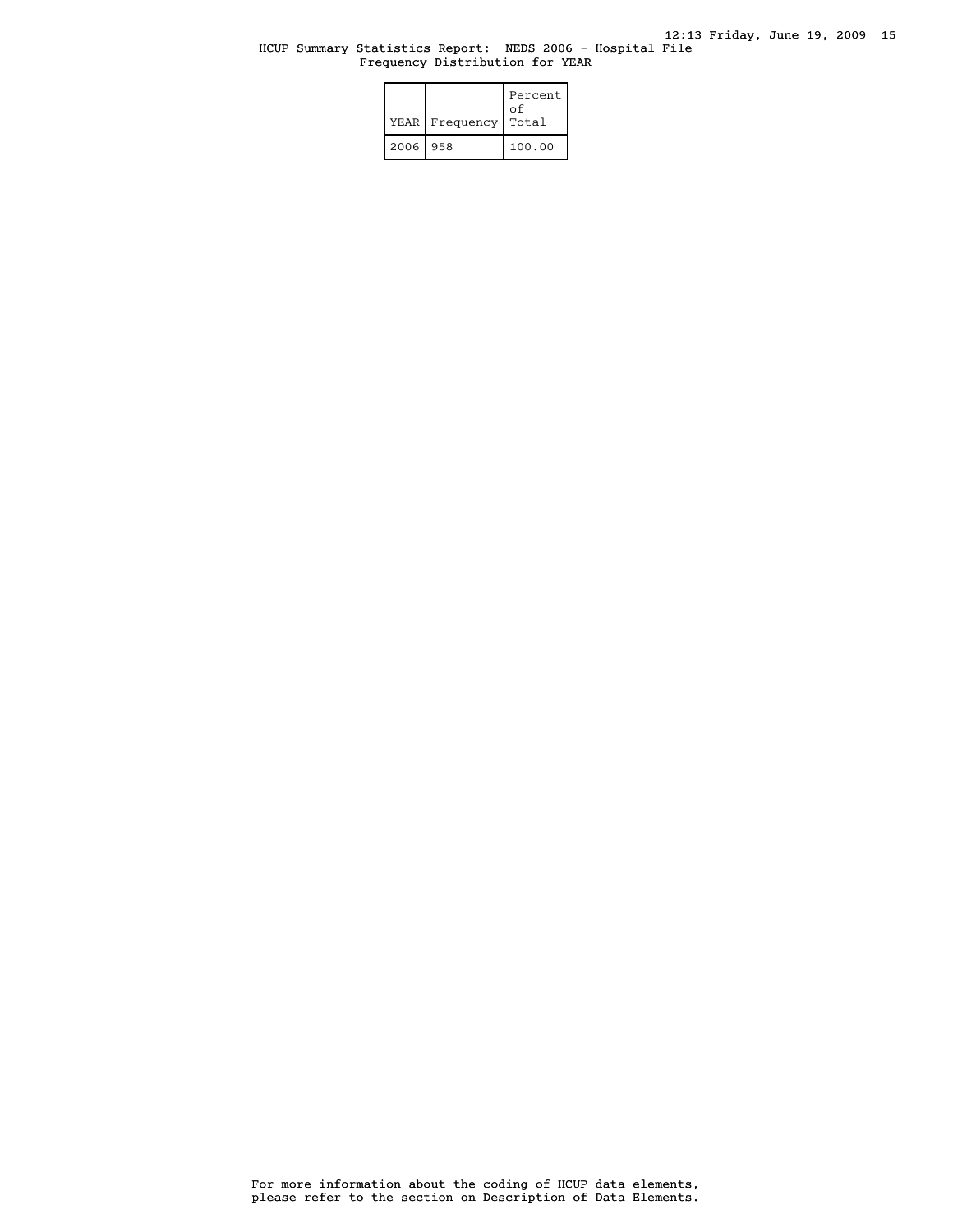HCUP Summary Statistics Report: NEDS 2006 - Hospital File
Frequency Distribution for YEAR

| YEAR | Frequency | Percent of Total |
|---|---|---|
| 2006 | 958 | 100.00 |

For more information about the coding of HCUP data elements, please refer to the section on Description of Data Elements.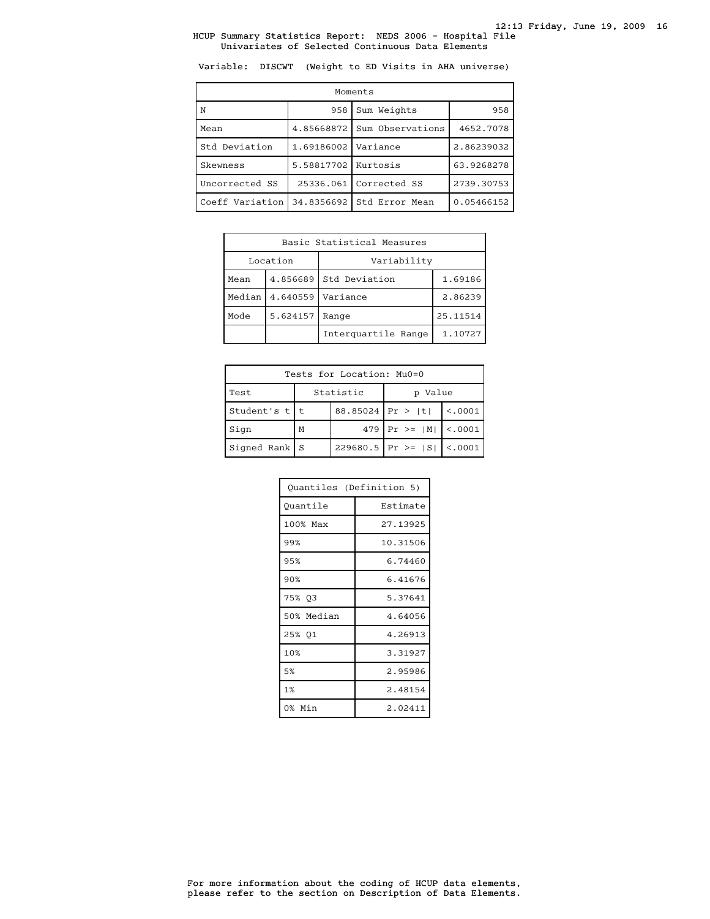HCUP Summary Statistics Report: NEDS 2006 - Hospital File
Univariates of Selected Continuous Data Elements

Variable: DISCWT (Weight to ED Visits in AHA universe)

| Moments | | | |
|---|---|---|---|
| N | 958 | Sum Weights | 958 |
| Mean | 4.85668872 | Sum Observations | 4652.7078 |
| Std Deviation | 1.69186002 | Variance | 2.86239032 |
| Skewness | 5.58817702 | Kurtosis | 63.9268278 |
| Uncorrected SS | 25336.061 | Corrected SS | 2739.30753 |
| Coeff Variation | 34.8356692 | Std Error Mean | 0.05466152 |

| Basic Statistical Measures | | | |
|---|---|---|---|
| Location | | Variability | |
| Mean | 4.856689 | Std Deviation | 1.69186 |
| Median | 4.640559 | Variance | 2.86239 |
| Mode | 5.624157 | Range | 25.11514 |
| | | Interquartile Range | 1.10727 |

| Tests for Location: Mu0=0 | | | | |
|---|---|---|---|---|
| Test | Statistic | | p Value | |
| Student's t | t | 88.85024 | Pr > \|t\| | <.0001 |
| Sign | M | 479 | Pr >= \|M\| | <.0001 |
| Signed Rank | S | 229680.5 | Pr >= \|S\| | <.0001 |

| Quantiles (Definition 5) | |
|---|---|
| Quantile | Estimate |
| 100% Max | 27.13925 |
| 99% | 10.31506 |
| 95% | 6.74460 |
| 90% | 6.41676 |
| 75% Q3 | 5.37641 |
| 50% Median | 4.64056 |
| 25% Q1 | 4.26913 |
| 10% | 3.31927 |
| 5% | 2.95986 |
| 1% | 2.48154 |
| 0% Min | 2.02411 |

For more information about the coding of HCUP data elements, please refer to the section on Description of Data Elements.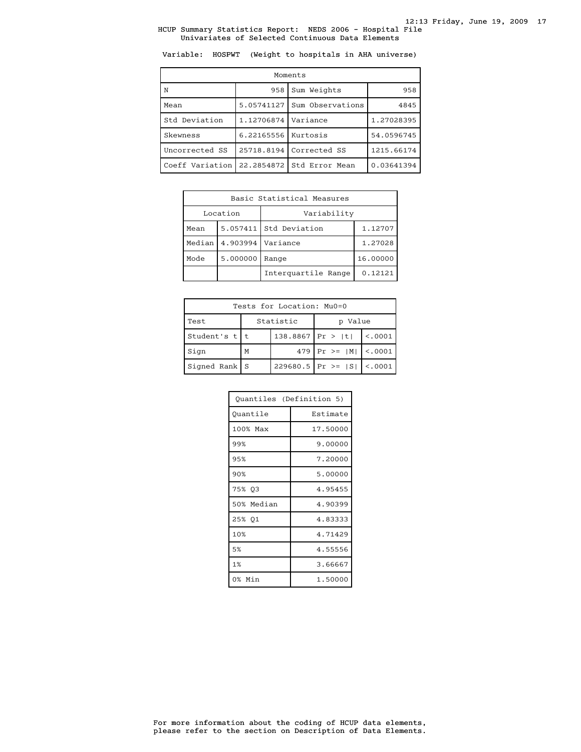# HCUP Summary Statistics Report: NEDS 2006 - Hospital File

## Univariates of Selected Continuous Data Elements

Variable: HOSPWT (Weight to hospitals in AHA universe)

| Moments | | | |
|---|---|---|---|
| N | 958 | Sum Weights | 958 |
| Mean | 5.05741127 | Sum Observations | 4845 |
| Std Deviation | 1.12706874 | Variance | 1.27028395 |
| Skewness | 6.22165556 | Kurtosis | 54.0596745 |
| Uncorrected SS | 25718.8194 | Corrected SS | 1215.66174 |
| Coeff Variation | 22.2854872 | Std Error Mean | 0.03641394 |

| Basic Statistical Measures | | | |
|---|---|---|---|
| Location | | Variability | |
| Mean | 5.057411 | Std Deviation | 1.12707 |
| Median | 4.903994 | Variance | 1.27028 |
| Mode | 5.000000 | Range | 16.00000 |
| | | Interquartile Range | 0.12121 |

| Tests for Location: Mu0=0 | | | | |
|---|---|---|---|---|
| Test | Statistic | | p Value | |
| Student's t | t | 138.8867 | Pr > \|t\| | <.0001 |
| Sign | M | 479 | Pr >= \|M\| | <.0001 |
| Signed Rank | S | 229680.5 | Pr >= \|S\| | <.0001 |

| Quantiles (Definition 5) | |
|---|---|
| Quantile | Estimate |
| 100% Max | 17.50000 |
| 99% | 9.00000 |
| 95% | 7.20000 |
| 90% | 5.00000 |
| 75% Q3 | 4.95455 |
| 50% Median | 4.90399 |
| 25% Q1 | 4.83333 |
| 10% | 4.71429 |
| 5% | 4.55556 |
| 1% | 3.66667 |
| 0% Min | 1.50000 |

For more information about the coding of HCUP data elements, please refer to the section on Description of Data Elements.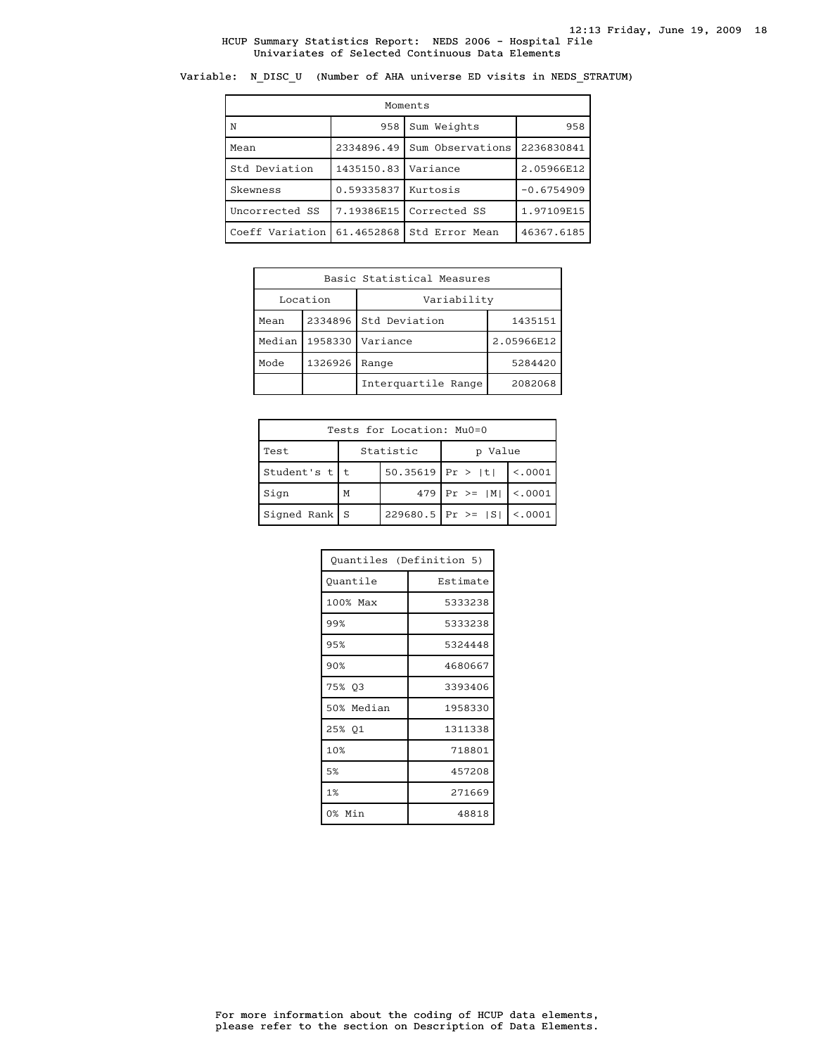HCUP Summary Statistics Report: NEDS 2006 - Hospital File
Univariates of Selected Continuous Data Elements

Variable: N_DISC_U (Number of AHA universe ED visits in NEDS_STRATUM)

| Moments | | | |
|---|---|---|---|
| N | 958 | Sum Weights | 958 |
| Mean | 2334896.49 | Sum Observations | 2236830841 |
| Std Deviation | 1435150.83 | Variance | 2.05966E12 |
| Skewness | 0.59335837 | Kurtosis | -0.6754909 |
| Uncorrected SS | 7.19386E15 | Corrected SS | 1.97109E15 |
| Coeff Variation | 61.4652868 | Std Error Mean | 46367.6185 |

| Basic Statistical Measures | | | |
|---|---|---|---|
| Location | | Variability | |
| Mean | 2334896 | Std Deviation | 1435151 |
| Median | 1958330 | Variance | 2.05966E12 |
| Mode | 1326926 | Range | 5284420 |
| | | Interquartile Range | 2082068 |

| Tests for Location: Mu0=0 | | | | |
|---|---|---|---|---|
| Test | Statistic | | p Value | |
| Student's t | t | 50.35619 | Pr > \|t\| | <.0001 |
| Sign | M | 479 | Pr >= \|M\| | <.0001 |
| Signed Rank | S | 229680.5 | Pr >= \|S\| | <.0001 |

| Quantiles (Definition 5) | |
|---|---|
| Quantile | Estimate |
| 100% Max | 5333238 |
| 99% | 5333238 |
| 95% | 5324448 |
| 90% | 4680667 |
| 75% Q3 | 3393406 |
| 50% Median | 1958330 |
| 25% Q1 | 1311338 |
| 10% | 718801 |
| 5% | 457208 |
| 1% | 271669 |
| 0% Min | 48818 |

For more information about the coding of HCUP data elements, please refer to the section on Description of Data Elements.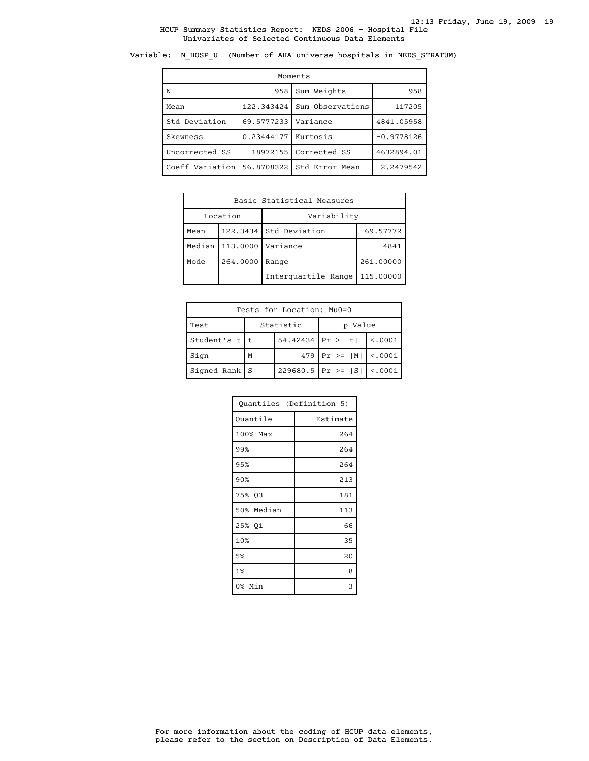HCUP Summary Statistics Report: NEDS 2006 - Hospital File
Univariates of Selected Continuous Data Elements

Variable: N_HOSP_U (Number of AHA universe hospitals in NEDS_STRATUM)

| Moments | | | |
|---|---|---|---|
| N | 958 | Sum Weights | 958 |
| Mean | 122.343424 | Sum Observations | 117205 |
| Std Deviation | 69.5777233 | Variance | 4841.05958 |
| Skewness | 0.23444177 | Kurtosis | -0.9778126 |
| Uncorrected SS | 18972155 | Corrected SS | 4632894.01 |
| Coeff Variation | 56.8708322 | Std Error Mean | 2.2479542 |

| Basic Statistical Measures | | | |
|---|---|---|---|
| Location | | Variability | |
| Mean | 122.3434 | Std Deviation | 69.57772 |
| Median | 113.0000 | Variance | 4841 |
| Mode | 264.0000 | Range | 261.00000 |
| | | Interquartile Range | 115.00000 |

| Tests for Location: Mu0=0 | | | | |
|---|---|---|---|---|
| Test | Statistic | | p Value | |
| Student's t | t | 54.42434 | Pr > \|t\| | <.0001 |
| Sign | M | 479 | Pr >= \|M\| | <.0001 |
| Signed Rank | S | 229680.5 | Pr >= \|S\| | <.0001 |

| Quantiles (Definition 5) | |
|---|---|
| Quantile | Estimate |
| 100% Max | 264 |
| 99% | 264 |
| 95% | 264 |
| 90% | 213 |
| 75% Q3 | 181 |
| 50% Median | 113 |
| 25% Q1 | 66 |
| 10% | 35 |
| 5% | 20 |
| 1% | 8 |
| 0% Min | 3 |

For more information about the coding of HCUP data elements, please refer to the section on Description of Data Elements.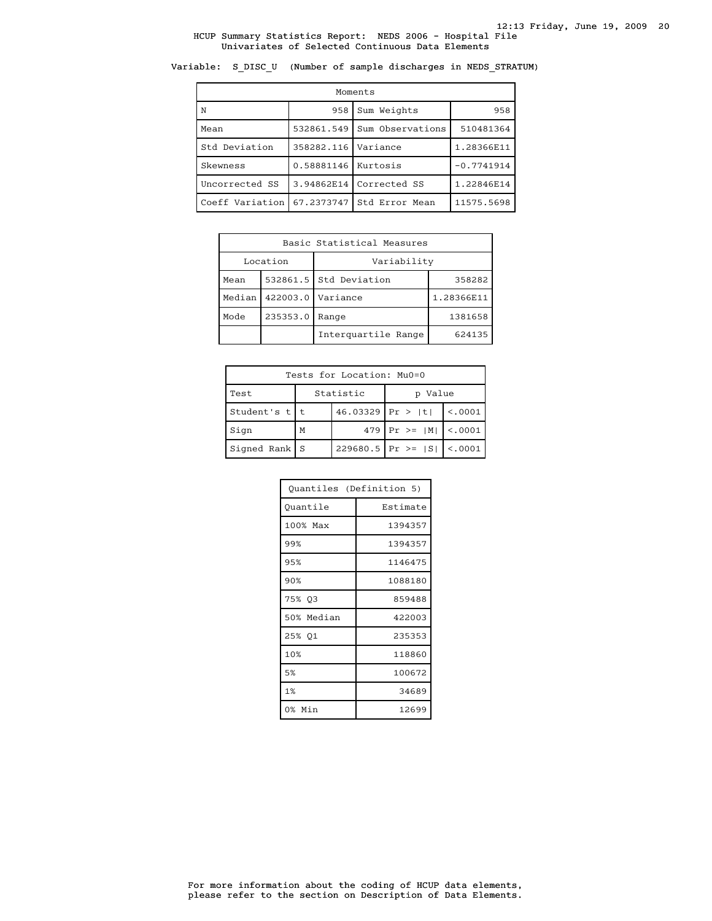HCUP Summary Statistics Report: NEDS 2006 - Hospital File
Univariates of Selected Continuous Data Elements

Variable: S_DISC_U (Number of sample discharges in NEDS_STRATUM)

| Moments | | | |
|---|---|---|---|
| N | 958 | Sum Weights | 958 |
| Mean | 532861.549 | Sum Observations | 510481364 |
| Std Deviation | 358282.116 | Variance | 1.28366E11 |
| Skewness | 0.58881146 | Kurtosis | -0.7741914 |
| Uncorrected SS | 3.94862E14 | Corrected SS | 1.22846E14 |
| Coeff Variation | 67.2373747 | Std Error Mean | 11575.5698 |

| Basic Statistical Measures | | | |
|---|---|---|---|
| Location | | Variability | |
| Mean | 532861.5 | Std Deviation | 358282 |
| Median | 422003.0 | Variance | 1.28366E11 |
| Mode | 235353.0 | Range | 1381658 |
| | | Interquartile Range | 624135 |

| Tests for Location: Mu0=0 | | | | |
|---|---|---|---|---|
| Test | Statistic | | p Value | |
| Student's t | t | 46.03329 | Pr > \|t\| | <.0001 |
| Sign | M | 479 | Pr >= \|M\| | <.0001 |
| Signed Rank | S | 229680.5 | Pr >= \|S\| | <.0001 |

| Quantiles (Definition 5) | |
|---|---|
| Quantile | Estimate |
| 100% Max | 1394357 |
| 99% | 1394357 |
| 95% | 1146475 |
| 90% | 1088180 |
| 75% Q3 | 859488 |
| 50% Median | 422003 |
| 25% Q1 | 235353 |
| 10% | 118860 |
| 5% | 100672 |
| 1% | 34689 |
| 0% Min | 12699 |

For more information about the coding of HCUP data elements, please refer to the section on Description of Data Elements.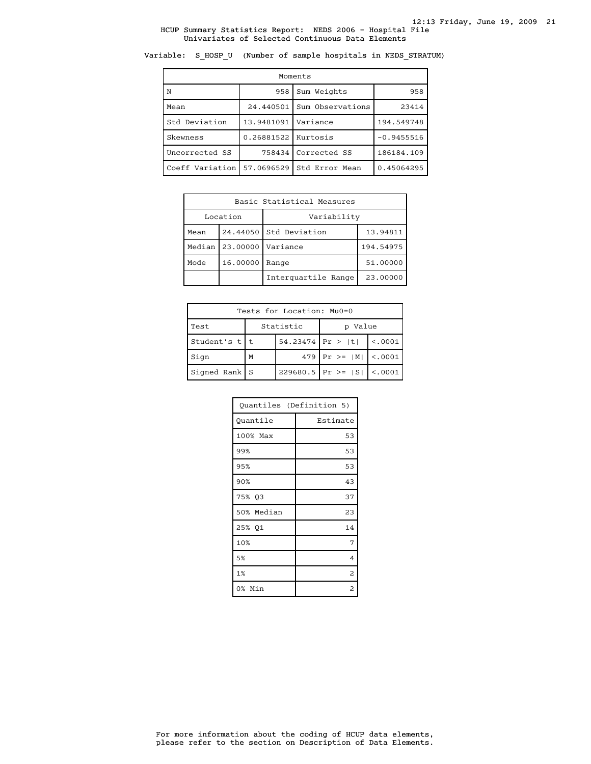HCUP Summary Statistics Report: NEDS 2006 - Hospital File
Univariates of Selected Continuous Data Elements

Variable: S_HOSP_U (Number of sample hospitals in NEDS_STRATUM)

| Moments | | | |
|---|---|---|---|
| N | 958 | Sum Weights | 958 |
| Mean | 24.440501 | Sum Observations | 23414 |
| Std Deviation | 13.9481091 | Variance | 194.549748 |
| Skewness | 0.26881522 | Kurtosis | -0.9455516 |
| Uncorrected SS | 758434 | Corrected SS | 186184.109 |
| Coeff Variation | 57.0696529 | Std Error Mean | 0.45064295 |

| Basic Statistical Measures | | | |
|---|---|---|---|
| Location | | Variability | |
| Mean | 24.44050 | Std Deviation | 13.94811 |
| Median | 23.00000 | Variance | 194.54975 |
| Mode | 16.00000 | Range | 51.00000 |
| | | Interquartile Range | 23.00000 |

| Tests for Location: Mu0=0 | | | | |
|---|---|---|---|---|
| Test | Statistic | | p Value | |
| Student's t | t | 54.23474 | Pr > \|t\| | <.0001 |
| Sign | M | 479 | Pr >= \|M\| | <.0001 |
| Signed Rank | S | 229680.5 | Pr >= \|S\| | <.0001 |

| Quantiles (Definition 5) | |
|---|---|
| Quantile | Estimate |
| 100% Max | 53 |
| 99% | 53 |
| 95% | 53 |
| 90% | 43 |
| 75% Q3 | 37 |
| 50% Median | 23 |
| 25% Q1 | 14 |
| 10% | 7 |
| 5% | 4 |
| 1% | 2 |
| 0% Min | 2 |

For more information about the coding of HCUP data elements, please refer to the section on Description of Data Elements.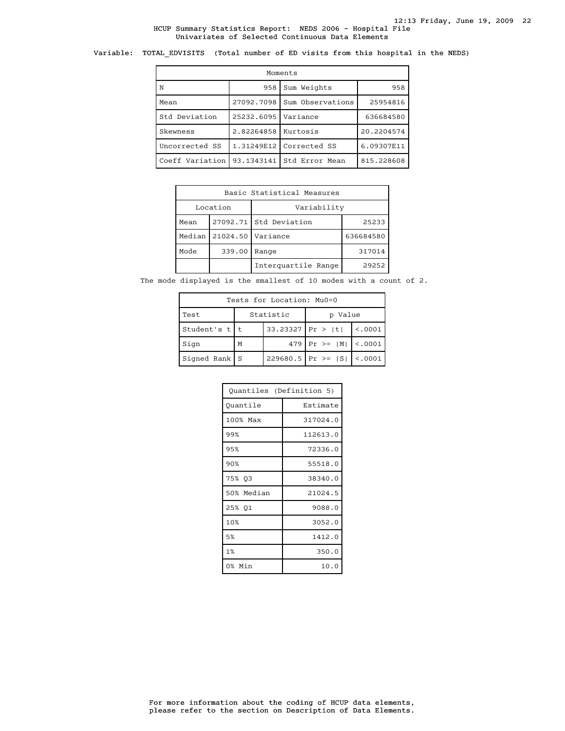HCUP Summary Statistics Report: NEDS 2006 - Hospital File
Univariates of Selected Continuous Data Elements

Variable: TOTAL_EDVISITS (Total number of ED visits from this hospital in the NEDS)

| Moments | | | |
|---|---|---|---|
| N | 958 | Sum Weights | 958 |
| Mean | 27092.7098 | Sum Observations | 25954816 |
| Std Deviation | 25232.6095 | Variance | 636684580 |
| Skewness | 2.82264858 | Kurtosis | 20.2204574 |
| Uncorrected SS | 1.31249E12 | Corrected SS | 6.09307E11 |
| Coeff Variation | 93.1343141 | Std Error Mean | 815.228608 |

| Basic Statistical Measures | | | |
|---|---|---|---|
| Location | | Variability | |
| Mean | 27092.71 | Std Deviation | 25233 |
| Median | 21024.50 | Variance | 636684580 |
| Mode | 339.00 | Range | 317014 |
| | | Interquartile Range | 29252 |

The mode displayed is the smallest of 10 modes with a count of 2.

| Tests for Location: Mu0=0 | | | | |
|---|---|---|---|---|
| Test | Statistic | | p Value | |
| Student's t | t | 33.23327 | Pr > \|t\| | <.0001 |
| Sign | M | 479 | Pr >= \|M\| | <.0001 |
| Signed Rank | S | 229680.5 | Pr >= \|S\| | <.0001 |

| Quantiles (Definition 5) | |
|---|---|
| Quantile | Estimate |
| 100% Max | 317024.0 |
| 99% | 112613.0 |
| 95% | 72336.0 |
| 90% | 55518.0 |
| 75% Q3 | 38340.0 |
| 50% Median | 21024.5 |
| 25% Q1 | 9088.0 |
| 10% | 3052.0 |
| 5% | 1412.0 |
| 1% | 350.0 |
| 0% Min | 10.0 |

For more information about the coding of HCUP data elements, please refer to the section on Description of Data Elements.